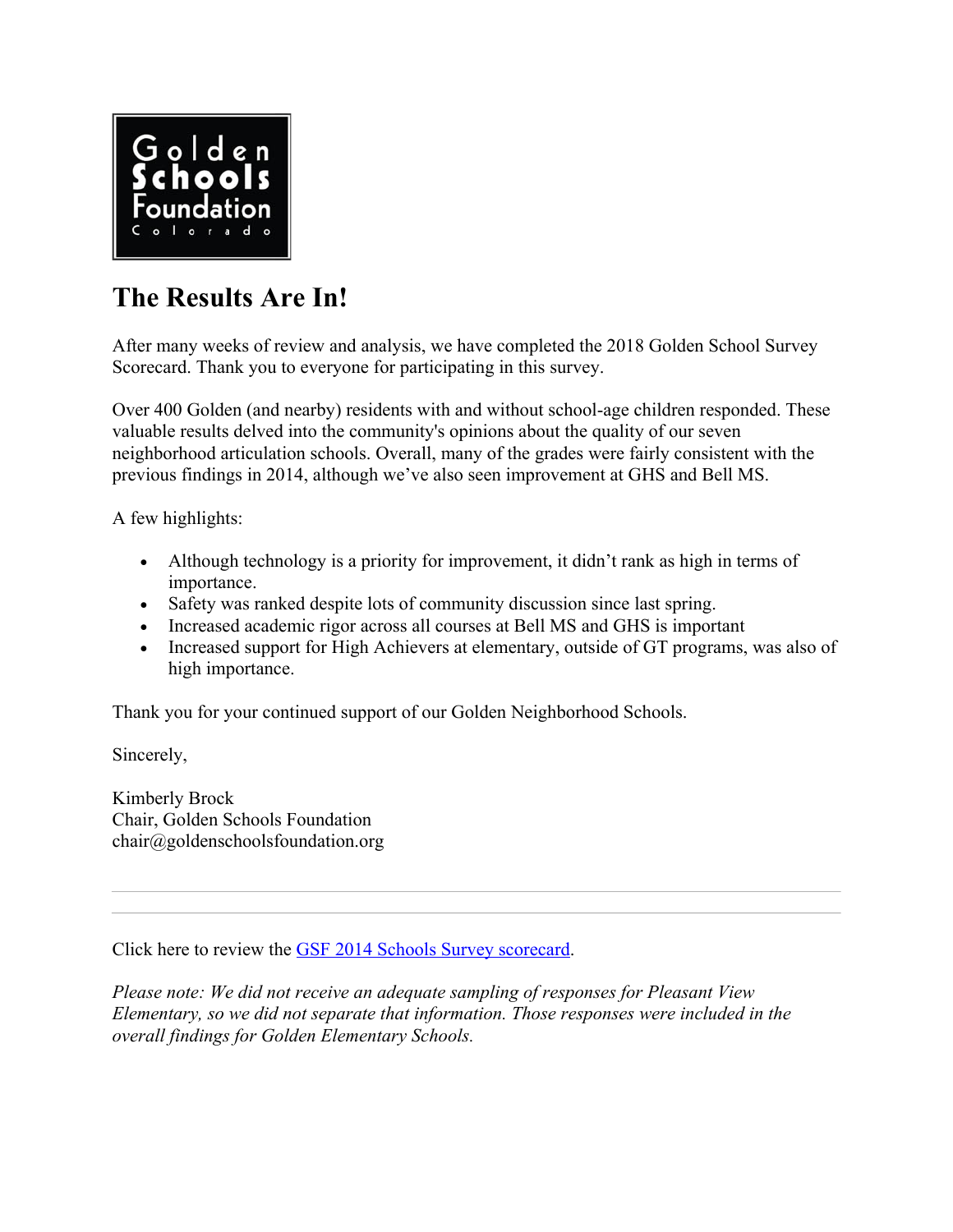Golden Schools Foundation Colorado

# The Results Are In!

After many weeks of review and analysis, we have completed the 2018 Golden School Survey Scorecard. Thank you to everyone for participating in this survey.

Over 400 Golden (and nearby) residents with and without school-age children responded. These valuable results delved into the community's opinions about the quality of our seven neighborhood articulation schools. Overall, many of the grades were fairly consistent with the previous findings in 2014, although we've also seen improvement at GHS and Bell MS.

A few highlights:

- Although technology is a priority for improvement, it didn't rank as high in terms of importance.
- Safety was ranked despite lots of community discussion since last spring.
- Increased academic rigor across all courses at Bell MS and GHS is important
- Increased support for High Achievers at elementary, outside of GT programs, was also of high importance.

Thank you for your continued support of our Golden Neighborhood Schools.

Sincerely,

Kimberly Brock  
Chair, Golden Schools Foundation  
chair@goldenschoolsfoundation.org

---

Click here to review the GSF 2014 Schools Survey scorecard.

*Please note: We did not receive an adequate sampling of responses for Pleasant View Elementary, so we did not separate that information. Those responses were included in the overall findings for Golden Elementary Schools.*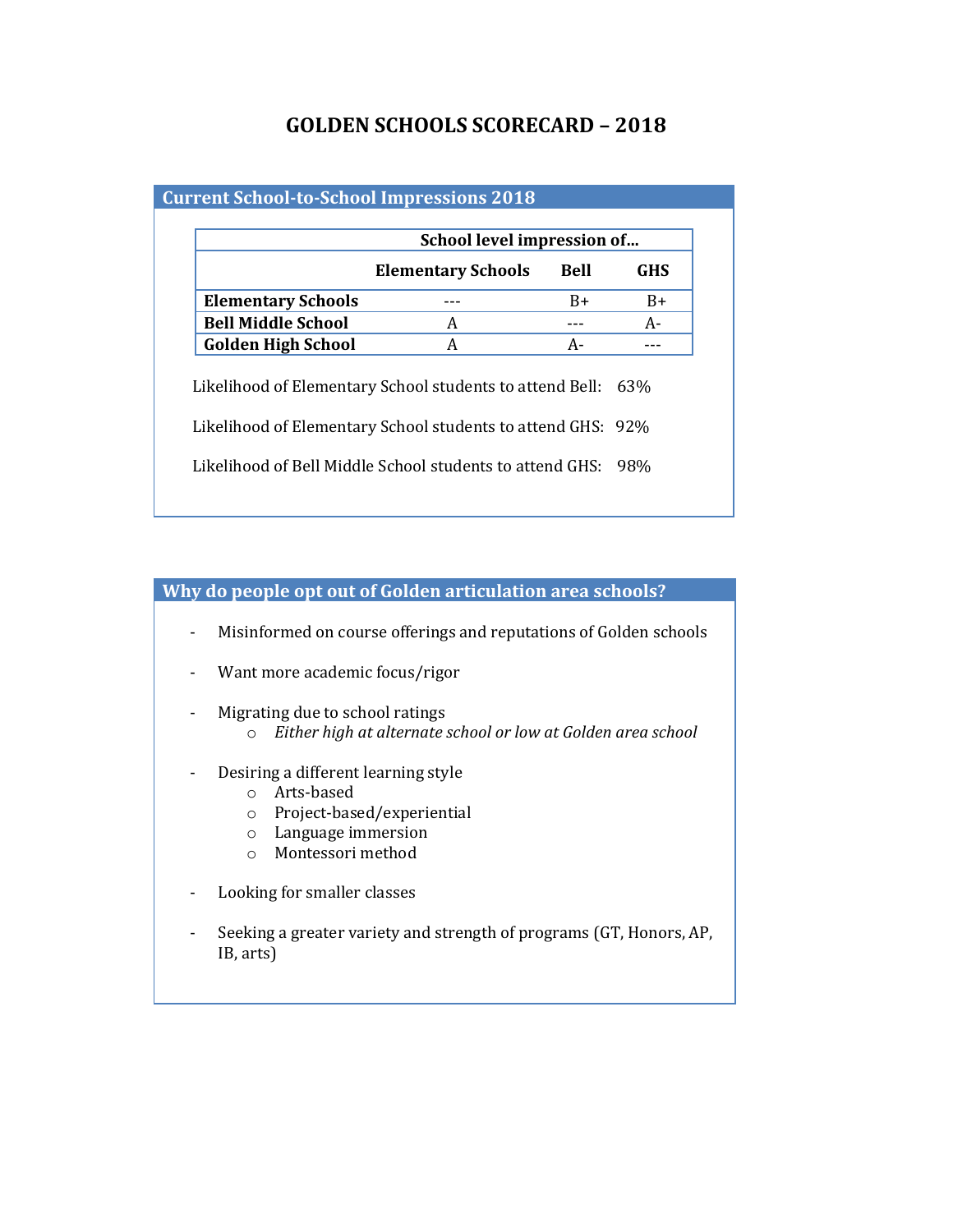# GOLDEN SCHOOLS SCORECARD – 2018

## Current School-to-School Impressions 2018

| | School level impression of... | | |
|---|---|---|---|
| | **Elementary Schools** | **Bell** | **GHS** |
| **Elementary Schools** | --- | B+ | B+ |
| **Bell Middle School** | A | --- | A- |
| **Golden High School** | A | A- | --- |

Likelihood of Elementary School students to attend Bell: 63%

Likelihood of Elementary School students to attend GHS: 92%

Likelihood of Bell Middle School students to attend GHS: 98%

## Why do people opt out of Golden articulation area schools?

- Misinformed on course offerings and reputations of Golden schools
- Want more academic focus/rigor
- Migrating due to school ratings
  - *Either high at alternate school or low at Golden area school*
- Desiring a different learning style
  - Arts-based
  - Project-based/experiential
  - Language immersion
  - Montessori method
- Looking for smaller classes
- Seeking a greater variety and strength of programs (GT, Honors, AP, IB, arts)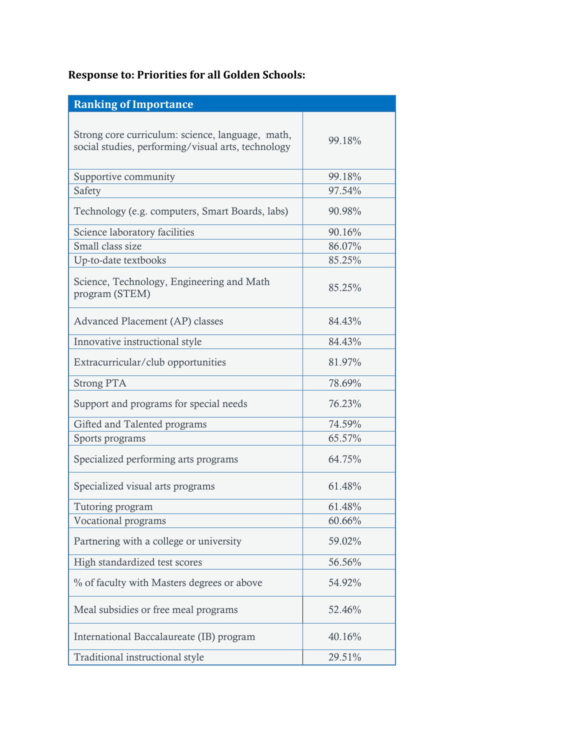**Response to: Priorities for all Golden Schools:**

| Ranking of Importance | |
|---|---|
| Strong core curriculum: science, language, math, social studies, performing/visual arts, technology | 99.18% |
| Supportive community | 99.18% |
| Safety | 97.54% |
| Technology (e.g. computers, Smart Boards, labs) | 90.98% |
| Science laboratory facilities | 90.16% |
| Small class size | 86.07% |
| Up-to-date textbooks | 85.25% |
| Science, Technology, Engineering and Math program (STEM) | 85.25% |
| Advanced Placement (AP) classes | 84.43% |
| Innovative instructional style | 84.43% |
| Extracurricular/club opportunities | 81.97% |
| Strong PTA | 78.69% |
| Support and programs for special needs | 76.23% |
| Gifted and Talented programs | 74.59% |
| Sports programs | 65.57% |
| Specialized performing arts programs | 64.75% |
| Specialized visual arts programs | 61.48% |
| Tutoring program | 61.48% |
| Vocational programs | 60.66% |
| Partnering with a college or university | 59.02% |
| High standardized test scores | 56.56% |
| % of faculty with Masters degrees or above | 54.92% |
| Meal subsidies or free meal programs | 52.46% |
| International Baccalaureate (IB) program | 40.16% |
| Traditional instructional style | 29.51% |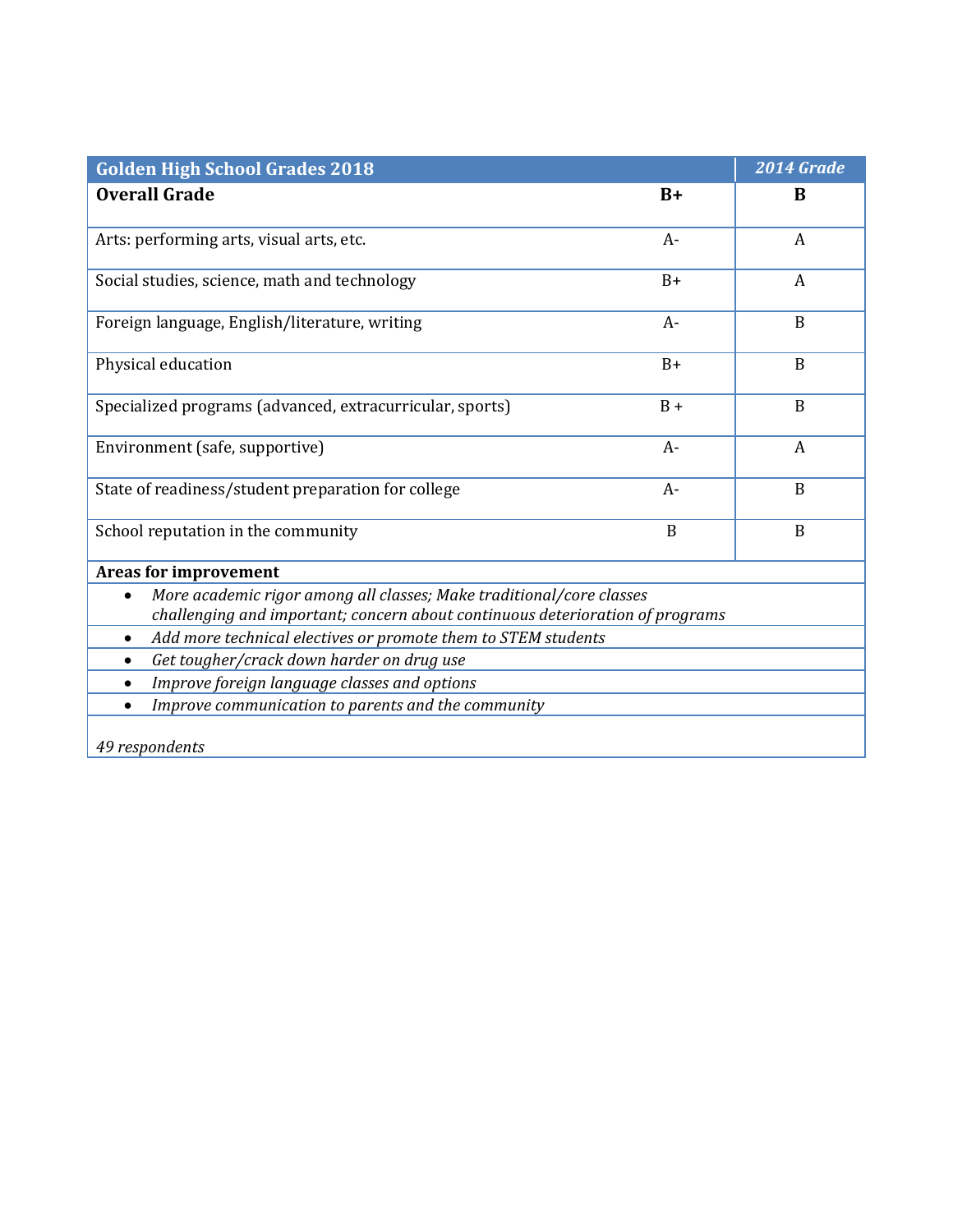| Golden High School Grades 2018 | | *2014 Grade* |
|---|---|---|
| **Overall Grade** | **B+** | **B** |
| Arts: performing arts, visual arts, etc. | A- | A |
| Social studies, science, math and technology | B+ | A |
| Foreign language, English/literature, writing | A- | B |
| Physical education | B+ | B |
| Specialized programs (advanced, extracurricular, sports) | B + | B |
| Environment (safe, supportive) | A- | A |
| State of readiness/student preparation for college | A- | B |
| School reputation in the community | B | B |

**Areas for improvement**

- *More academic rigor among all classes; Make traditional/core classes challenging and important; concern about continuous deterioration of programs*
- *Add more technical electives or promote them to STEM students*
- *Get tougher/crack down harder on drug use*
- *Improve foreign language classes and options*
- *Improve communication to parents and the community*

*49 respondents*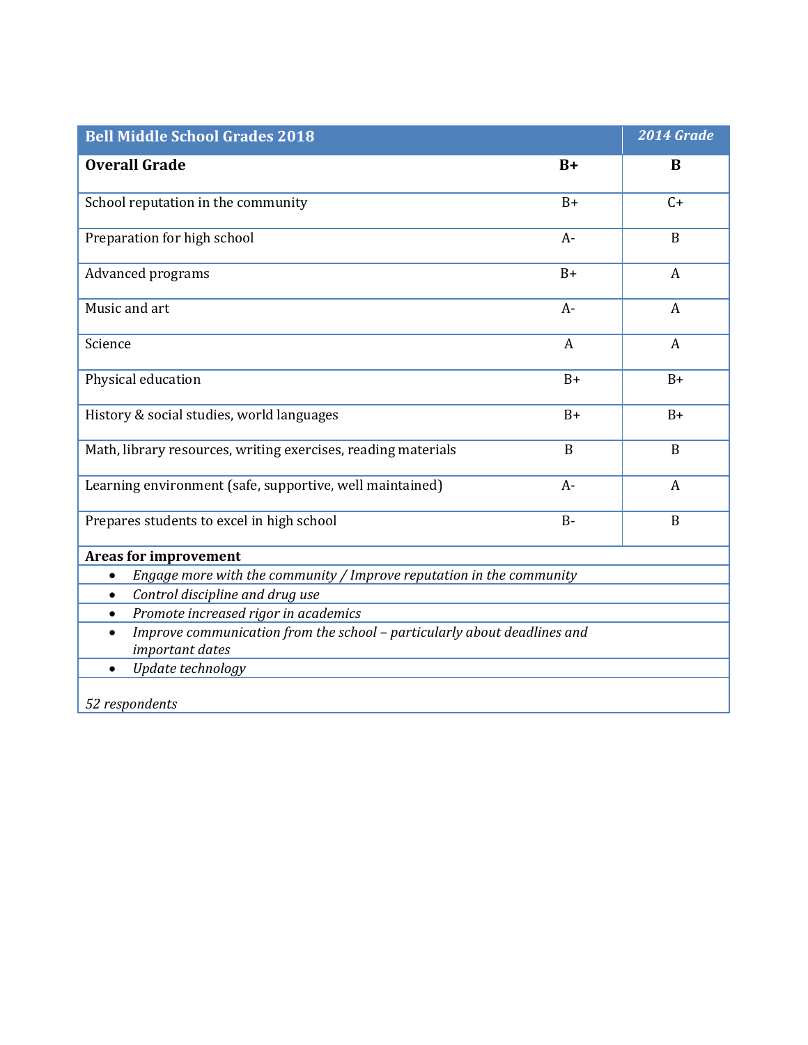| Bell Middle School Grades 2018 | | *2014 Grade* |
|---|---|---|
| **Overall Grade** | **B+** | **B** |
| School reputation in the community | B+ | C+ |
| Preparation for high school | A- | B |
| Advanced programs | B+ | A |
| Music and art | A- | A |
| Science | A | A |
| Physical education | B+ | B+ |
| History & social studies, world languages | B+ | B+ |
| Math, library resources, writing exercises, reading materials | B | B |
| Learning environment (safe, supportive, well maintained) | A- | A |
| Prepares students to excel in high school | B- | B |

**Areas for improvement**

- *Engage more with the community / Improve reputation in the community*
- *Control discipline and drug use*
- *Promote increased rigor in academics*
- *Improve communication from the school – particularly about deadlines and important dates*
- *Update technology*

*52 respondents*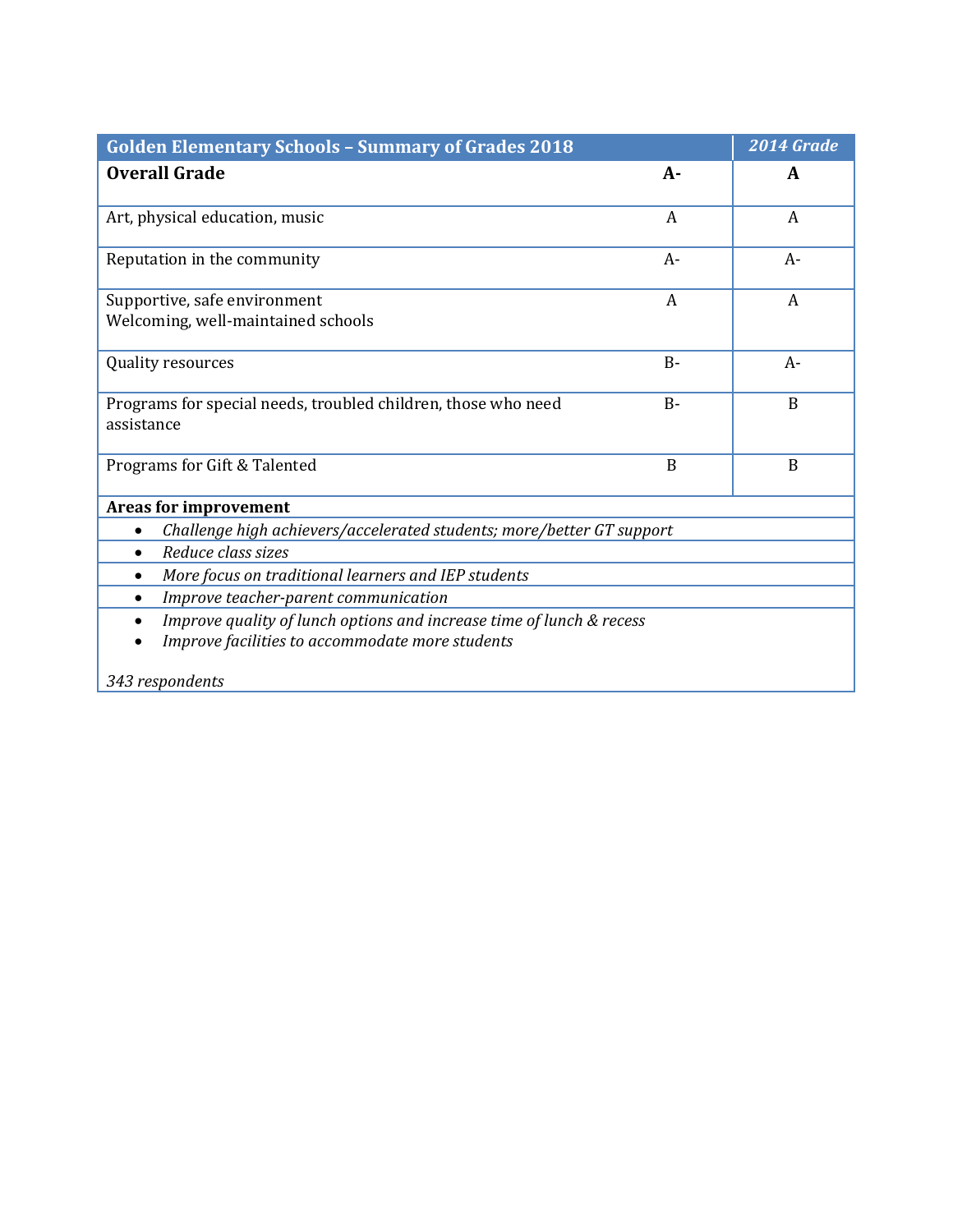| Golden Elementary Schools – Summary of Grades 2018 | | *2014 Grade* |
|---|---|---|
| **Overall Grade** | **A-** | **A** |
| Art, physical education, music | A | A |
| Reputation in the community | A- | A- |
| Supportive, safe environment<br>Welcoming, well-maintained schools | A | A |
| Quality resources | B- | A- |
| Programs for special needs, troubled children, those who need assistance | B- | B |
| Programs for Gift & Talented | B | B |

**Areas for improvement**

- *Challenge high achievers/accelerated students; more/better GT support*
- *Reduce class sizes*
- *More focus on traditional learners and IEP students*
- *Improve teacher-parent communication*
- *Improve quality of lunch options and increase time of lunch & recess*
- *Improve facilities to accommodate more students*

*343 respondents*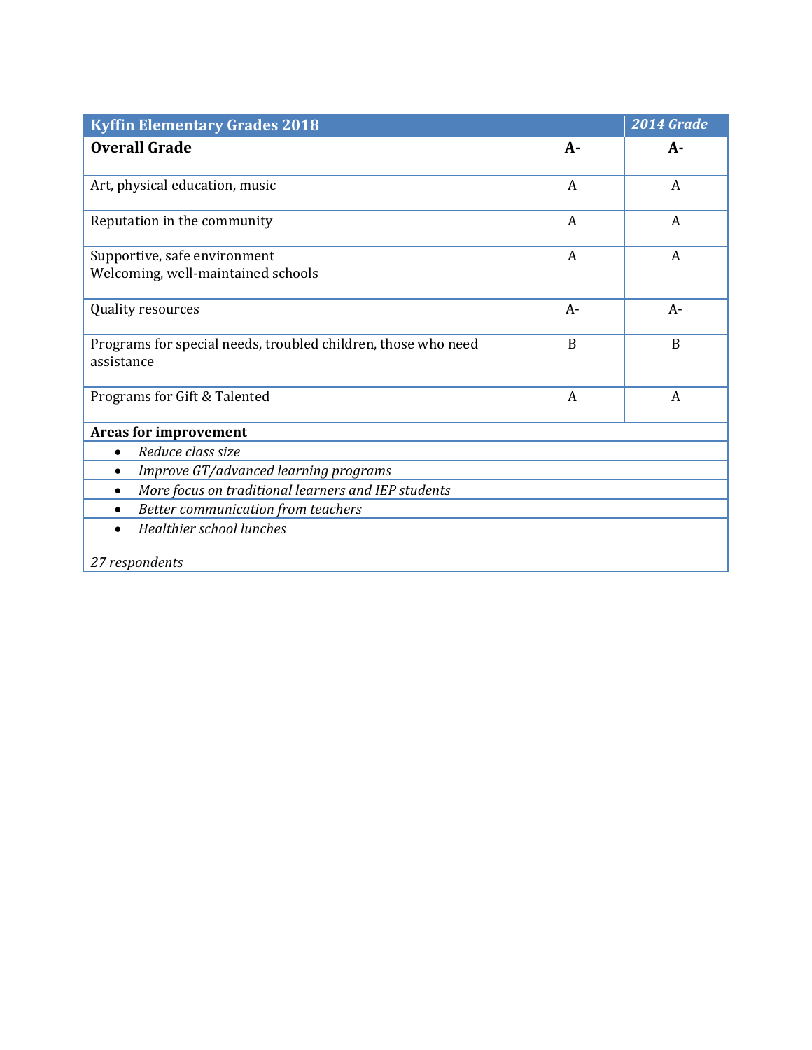| Kyffin Elementary Grades 2018 | | *2014 Grade* |
|---|---|---|
| **Overall Grade** | **A-** | **A-** |
| Art, physical education, music | A | A |
| Reputation in the community | A | A |
| Supportive, safe environment<br>Welcoming, well-maintained schools | A | A |
| Quality resources | A- | A- |
| Programs for special needs, troubled children, those who need assistance | B | B |
| Programs for Gift & Talented | A | A |

**Areas for improvement**

- *Reduce class size*
- *Improve GT/advanced learning programs*
- *More focus on traditional learners and IEP students*
- *Better communication from teachers*
- *Healthier school lunches*

*27 respondents*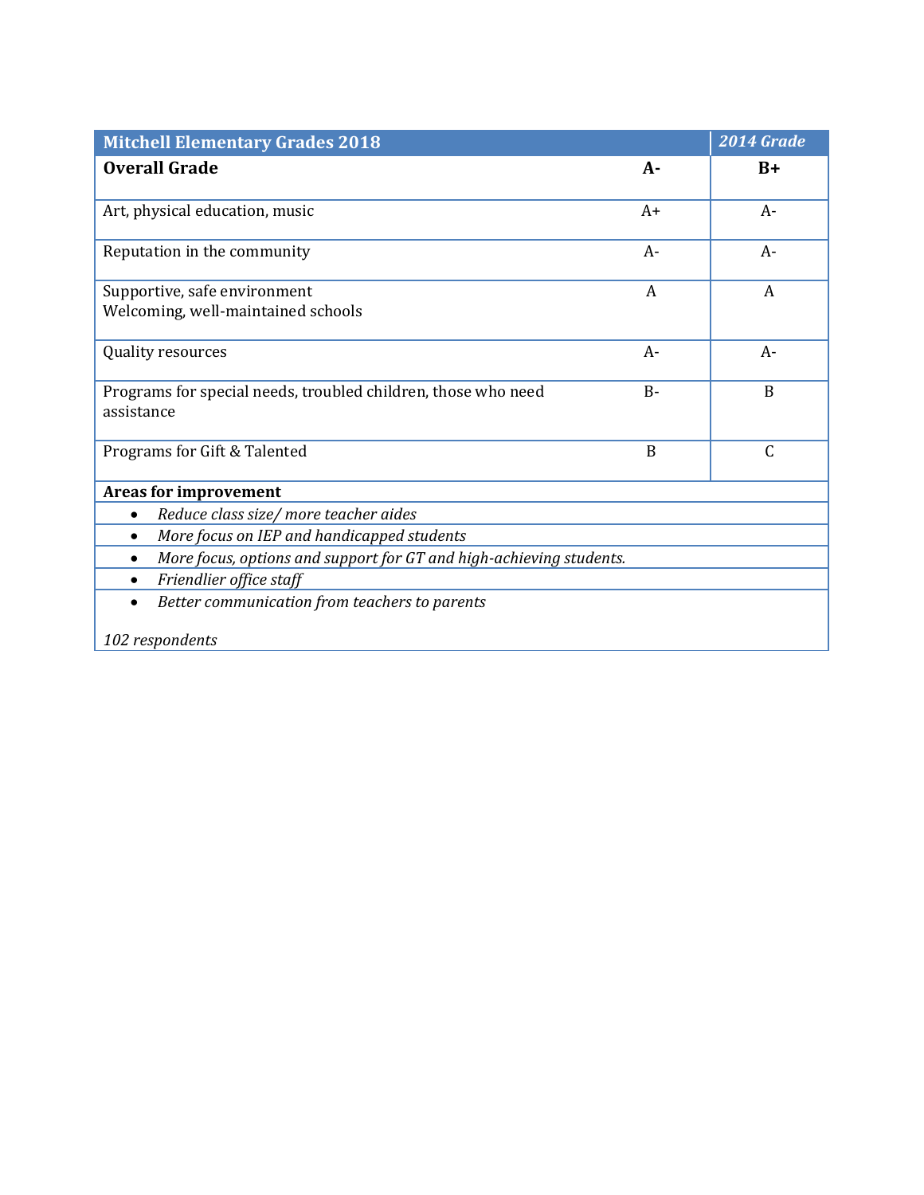| Mitchell Elementary Grades 2018 | | *2014 Grade* |
|---|---|---|
| **Overall Grade** | **A-** | **B+** |
| Art, physical education, music | A+ | A- |
| Reputation in the community | A- | A- |
| Supportive, safe environment<br>Welcoming, well-maintained schools | A | A |
| Quality resources | A- | A- |
| Programs for special needs, troubled children, those who need assistance | B- | B |
| Programs for Gift & Talented | B | C |

**Areas for improvement**

- *Reduce class size/ more teacher aides*
- *More focus on IEP and handicapped students*
- *More focus, options and support for GT and high-achieving students.*
- *Friendlier office staff*
- *Better communication from teachers to parents*

*102 respondents*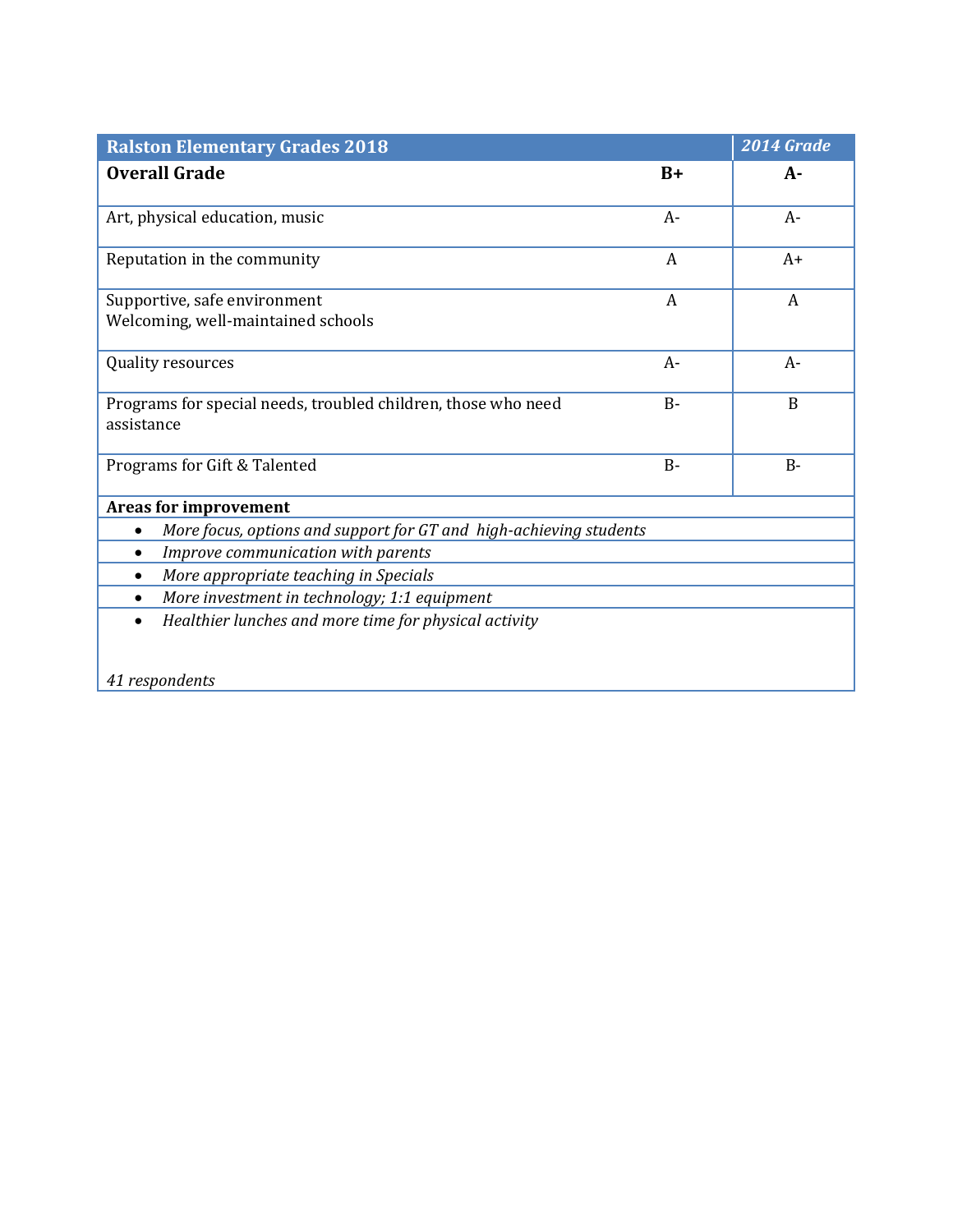| Ralston Elementary Grades 2018 | | *2014 Grade* |
|---|---|---|
| **Overall Grade** | **B+** | **A-** |
| Art, physical education, music | A- | A- |
| Reputation in the community | A | A+ |
| Supportive, safe environment<br>Welcoming, well-maintained schools | A | A |
| Quality resources | A- | A- |
| Programs for special needs, troubled children, those who need assistance | B- | B |
| Programs for Gift & Talented | B- | B- |

**Areas for improvement**

- *More focus, options and support for GT and high-achieving students*
- *Improve communication with parents*
- *More appropriate teaching in Specials*
- *More investment in technology; 1:1 equipment*
- *Healthier lunches and more time for physical activity*

*41 respondents*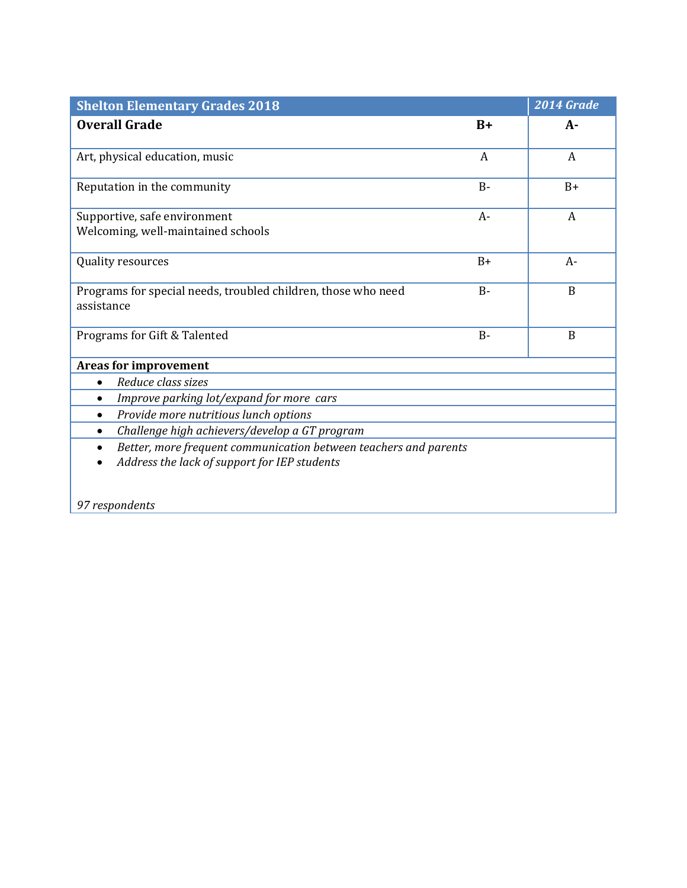| Shelton Elementary Grades 2018 | | *2014 Grade* |
|---|---|---|
| **Overall Grade** | **B+** | **A-** |
| Art, physical education, music | A | A |
| Reputation in the community | B- | B+ |
| Supportive, safe environment<br>Welcoming, well-maintained schools | A- | A |
| Quality resources | B+ | A- |
| Programs for special needs, troubled children, those who need assistance | B- | B |
| Programs for Gift & Talented | B- | B |

**Areas for improvement**

- *Reduce class sizes*
- *Improve parking lot/expand for more cars*
- *Provide more nutritious lunch options*
- *Challenge high achievers/develop a GT program*
- *Better, more frequent communication between teachers and parents*
- *Address the lack of support for IEP students*

*97 respondents*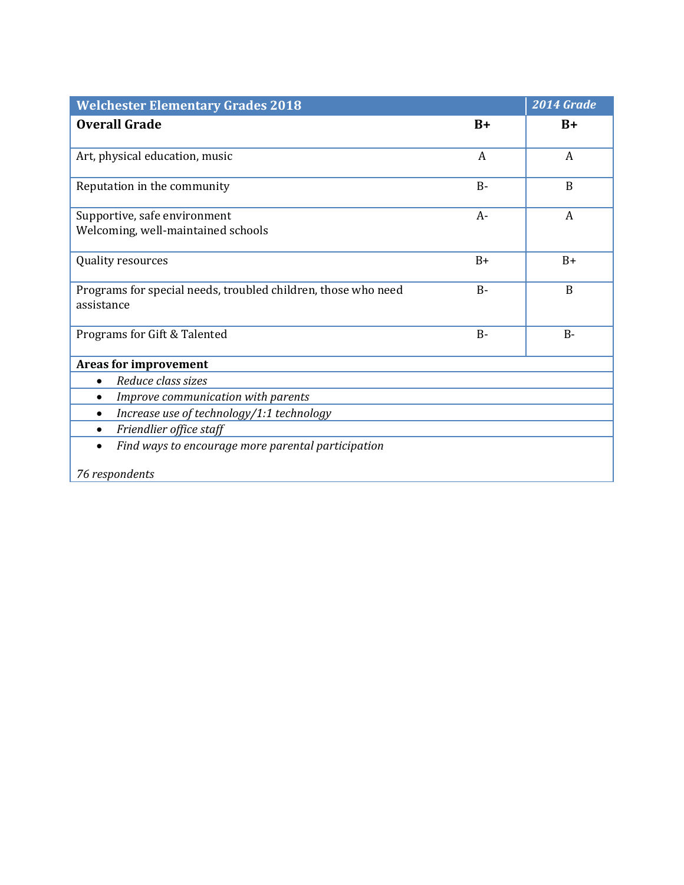| Welchester Elementary Grades 2018 | | *2014 Grade* |
|---|---|---|
| **Overall Grade** | **B+** | **B+** |
| Art, physical education, music | A | A |
| Reputation in the community | B- | B |
| Supportive, safe environment<br>Welcoming, well-maintained schools | A- | A |
| Quality resources | B+ | B+ |
| Programs for special needs, troubled children, those who need assistance | B- | B |
| Programs for Gift & Talented | B- | B- |

**Areas for improvement**

- *Reduce class sizes*
- *Improve communication with parents*
- *Increase use of technology/1:1 technology*
- *Friendlier office staff*
- *Find ways to encourage more parental participation*

*76 respondents*